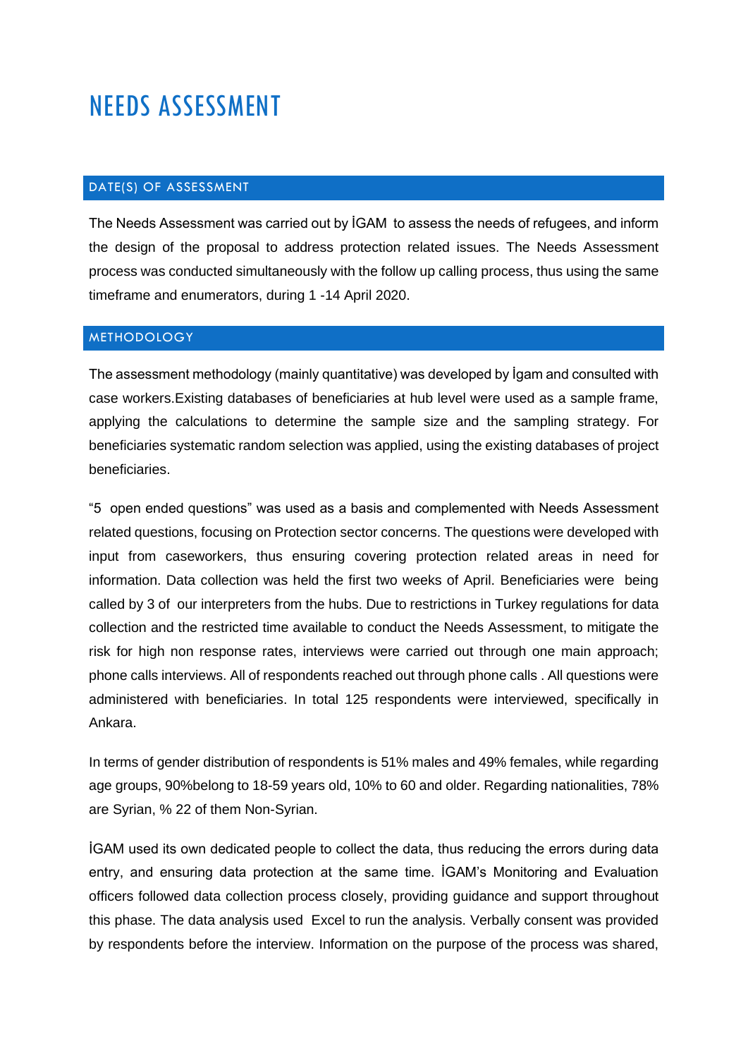# NEEDS ASSESSMENT

## DATE(S) OF ASSESSMENT

The Needs Assessment was carried out by İGAM to assess the needs of refugees, and inform the design of the proposal to address protection related issues. The Needs Assessment process was conducted simultaneously with the follow up calling process, thus using the same timeframe and enumerators, during 1 -14 April 2020.

## METHODOLOGY

The assessment methodology (mainly quantitative) was developed by İgam and consulted with case workers.Existing databases of beneficiaries at hub level were used as a sample frame, applying the calculations to determine the sample size and the sampling strategy. For beneficiaries systematic random selection was applied, using the existing databases of project beneficiaries.

"5 open ended questions" was used as a basis and complemented with Needs Assessment related questions, focusing on Protection sector concerns. The questions were developed with input from caseworkers, thus ensuring covering protection related areas in need for information. Data collection was held the first two weeks of April. Beneficiaries were being called by 3 of our interpreters from the hubs. Due to restrictions in Turkey regulations for data collection and the restricted time available to conduct the Needs Assessment, to mitigate the risk for high non response rates, interviews were carried out through one main approach; phone calls interviews. All of respondents reached out through phone calls . All questions were administered with beneficiaries. In total 125 respondents were interviewed, specifically in Ankara.

In terms of gender distribution of respondents is 51% males and 49% females, while regarding age groups, 90%belong to 18-59 years old, 10% to 60 and older. Regarding nationalities, 78% are Syrian, % 22 of them Non-Syrian.

İGAM used its own dedicated people to collect the data, thus reducing the errors during data entry, and ensuring data protection at the same time. İGAM's Monitoring and Evaluation officers followed data collection process closely, providing guidance and support throughout this phase. The data analysis used Excel to run the analysis. Verbally consent was provided by respondents before the interview. Information on the purpose of the process was shared,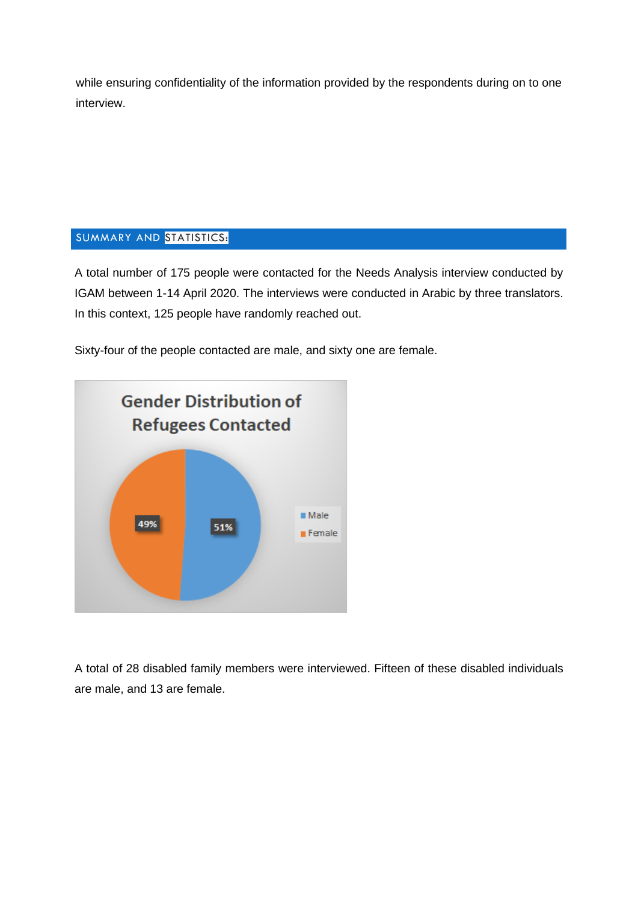while ensuring confidentiality of the information provided by the respondents during on to one interview.

## SUMMARY AND STATISTICS:

A total number of 175 people were contacted for the Needs Analysis interview conducted by IGAM between 1-14 April 2020. The interviews were conducted in Arabic by three translators. In this context, 125 people have randomly reached out.

Sixty-four of the people contacted are male, and sixty one are female.

**Gender Distribution of Refugees Contacted**

| Gender | Percentage |
|---|---|
| Male | 51% |
| Female | 49% |

A total of 28 disabled family members were interviewed. Fifteen of these disabled individuals are male, and 13 are female.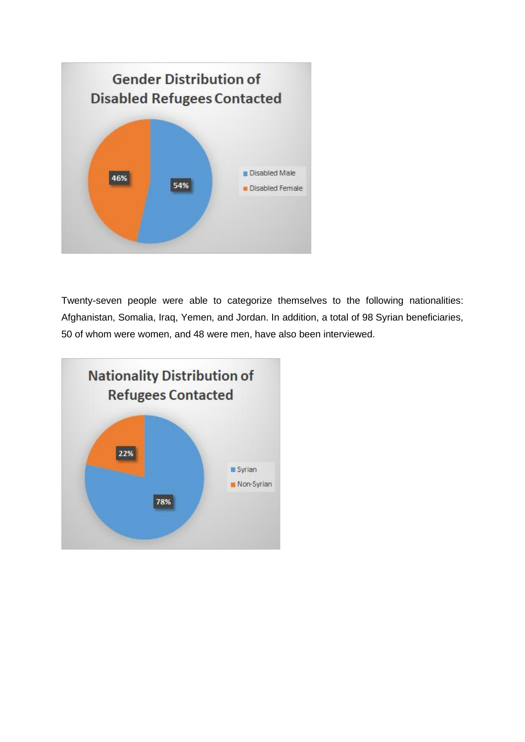**Gender Distribution of Disabled Refugees Contacted**

- Disabled Male: 54%
- Disabled Female: 46%

Twenty-seven people were able to categorize themselves to the following nationalities: Afghanistan, Somalia, Iraq, Yemen, and Jordan. In addition, a total of 98 Syrian beneficiaries, 50 of whom were women, and 48 were men, have also been interviewed.

**Nationality Distribution of Refugees Contacted**

- Syrian: 78%
- Non-Syrian: 22%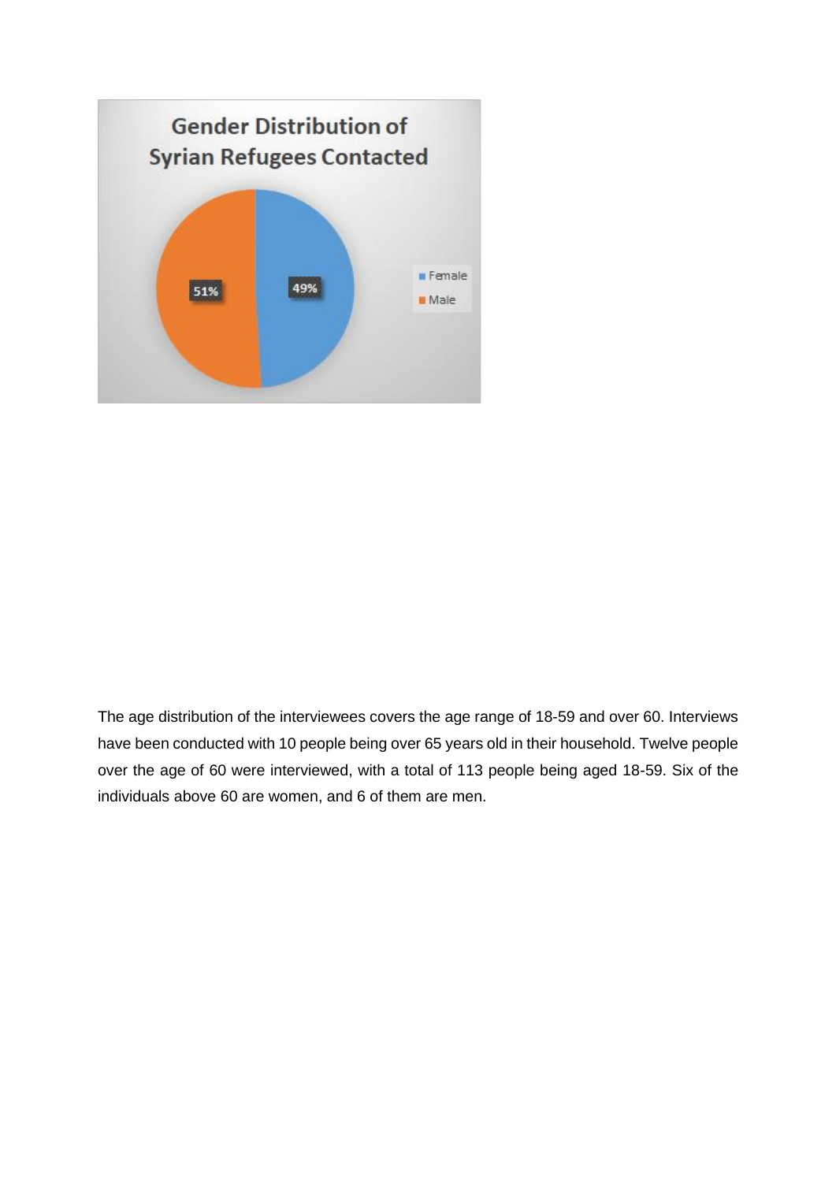The age distribution of the interviewees covers the age range of 18-59 and over 60. Interviews have been conducted with 10 people being over 65 years old in their household. Twelve people over the age of 60 were interviewed, with a total of 113 people being aged 18-59. Six of the individuals above 60 are women, and 6 of them are men.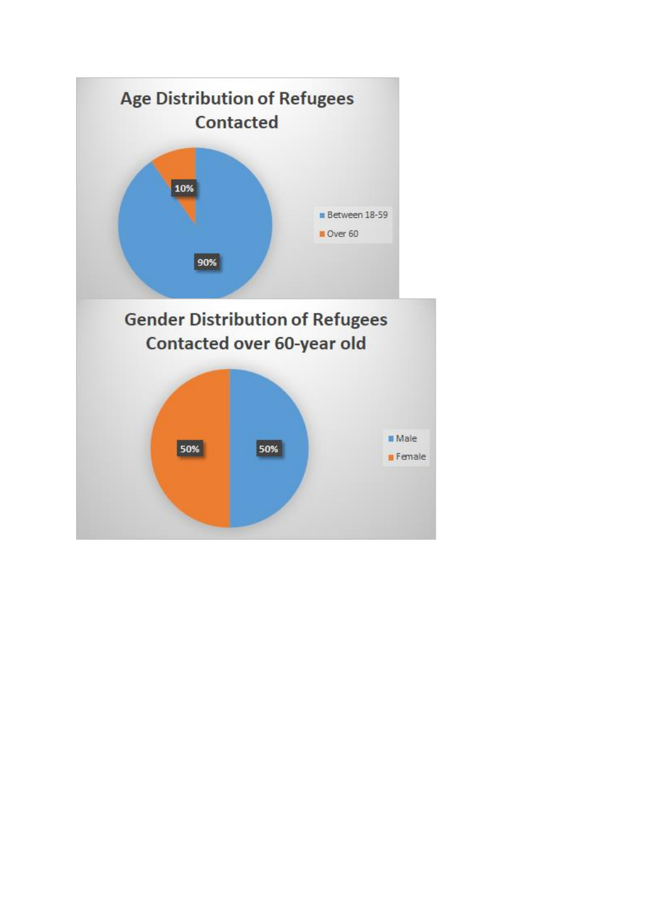## Age Distribution of Refugees Contacted

| Age Group | Percentage |
| --- | --- |
| Between 18-59 | 90% |
| Over 60 | 10% |

## Gender Distribution of Refugees Contacted over 60-year old

| Gender | Percentage |
| --- | --- |
| Male | 50% |
| Female | 50% |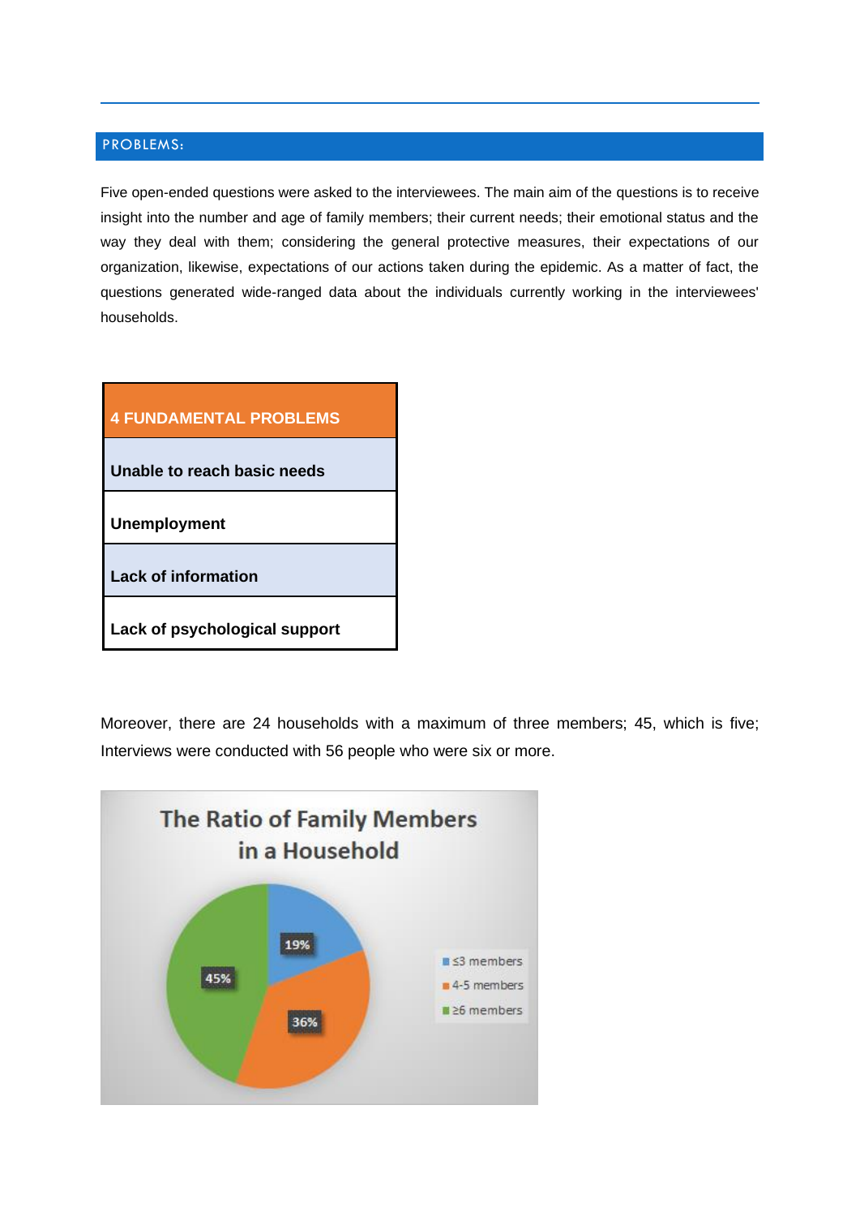## PROBLEMS:

Five open-ended questions were asked to the interviewees. The main aim of the questions is to receive insight into the number and age of family members; their current needs; their emotional status and the way they deal with them; considering the general protective measures, their expectations of our organization, likewise, expectations of our actions taken during the epidemic. As a matter of fact, the questions generated wide-ranged data about the individuals currently working in the interviewees' households.

| 4 FUNDAMENTAL PROBLEMS |
| --- |
| **Unable to reach basic needs** |
| **Unemployment** |
| **Lack of information** |
| **Lack of psychological support** |

Moreover, there are 24 households with a maximum of three members; 45, which is five; Interviews were conducted with 56 people who were six or more.

**The Ratio of Family Members in a Household**

| Household size | Share |
| --- | --- |
| ≤3 members | 19% |
| 4-5 members | 36% |
| ≥6 members | 45% |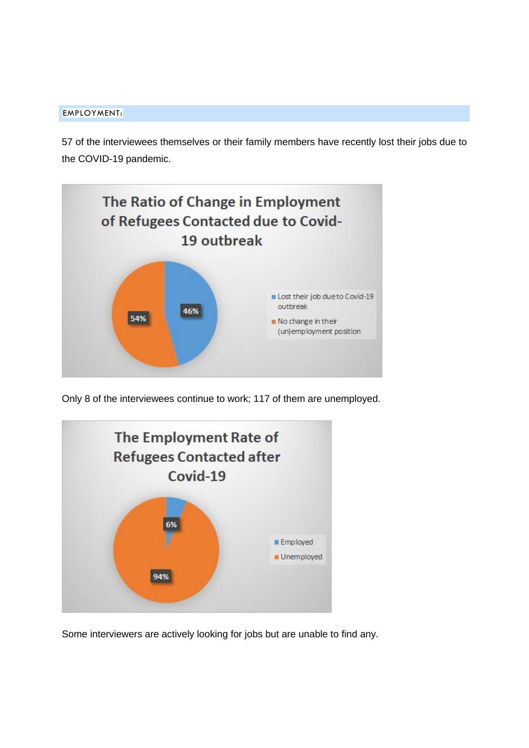## EMPLOYMENT:

57 of the interviewees themselves or their family members have recently lost their jobs due to the COVID-19 pandemic.

**The Ratio of Change in Employment of Refugees Contacted due to Covid-19 outbreak**

- Lost their job due to Covid-19 outbreak: 46%
- No change in their (un)employment position: 54%

Only 8 of the interviewees continue to work; 117 of them are unemployed.

**The Employment Rate of Refugees Contacted after Covid-19**

- Employed: 6%
- Unemployed: 94%

Some interviewers are actively looking for jobs but are unable to find any.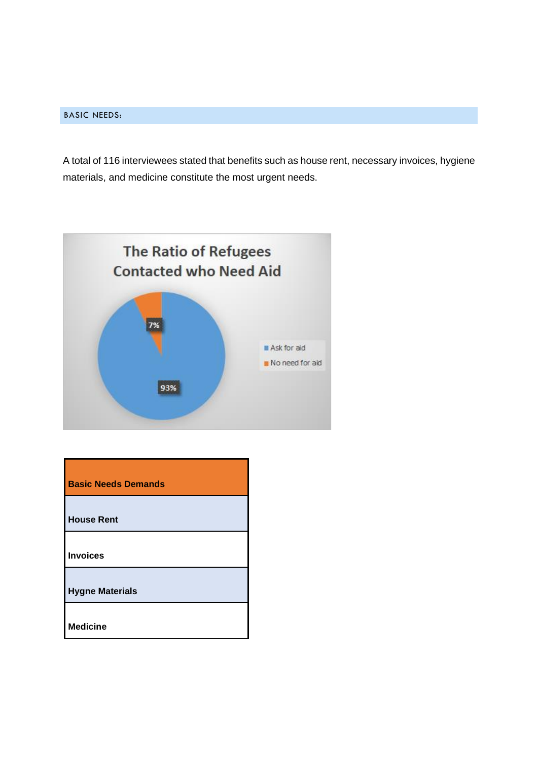## BASIC NEEDS:

A total of 116 interviewees stated that benefits such as house rent, necessary invoices, hygiene materials, and medicine constitute the most urgent needs.

**The Ratio of Refugees Contacted who Need Aid**

- Ask for aid: 93%
- No need for aid: 7%

| Basic Needs Demands |
|---|
| House Rent |
| Invoices |
| Hygne Materials |
| Medicine |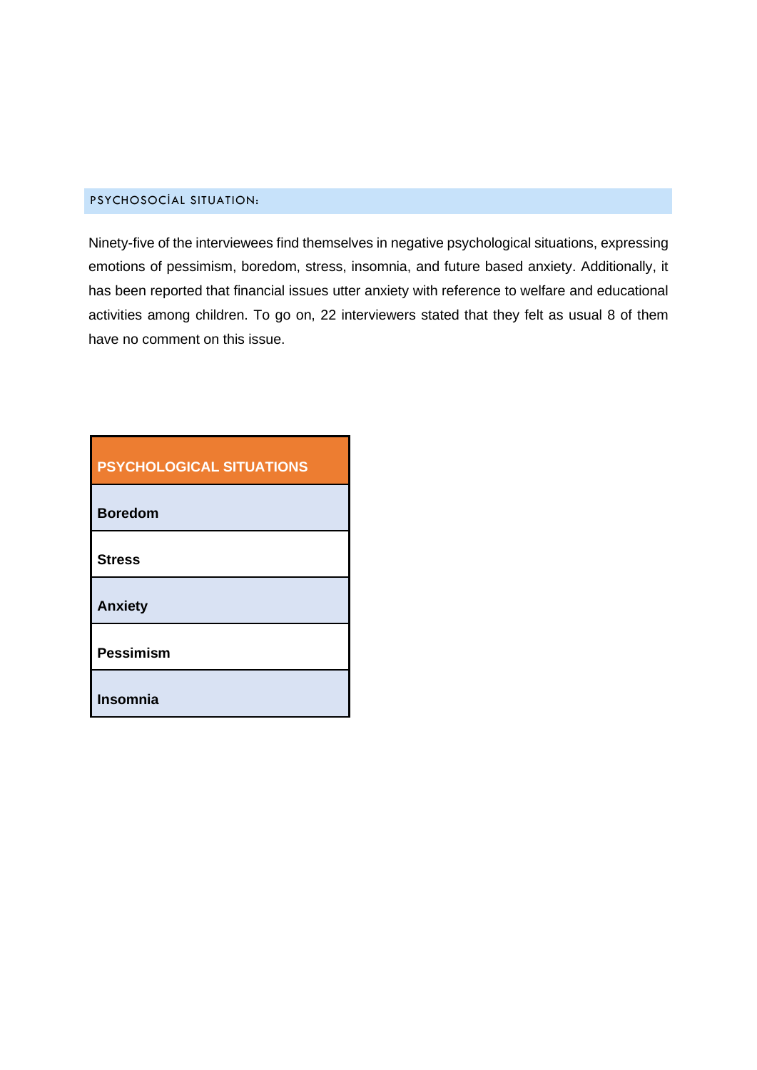## PSYCHOSOCİAL SITUATION:

Ninety-five of the interviewees find themselves in negative psychological situations, expressing emotions of pessimism, boredom, stress, insomnia, and future based anxiety. Additionally, it has been reported that financial issues utter anxiety with reference to welfare and educational activities among children. To go on, 22 interviewers stated that they felt as usual 8 of them have no comment on this issue.

| PSYCHOLOGICAL SITUATIONS |
|---|
| **Boredom** |
| **Stress** |
| **Anxiety** |
| **Pessimism** |
| **Insomnia** |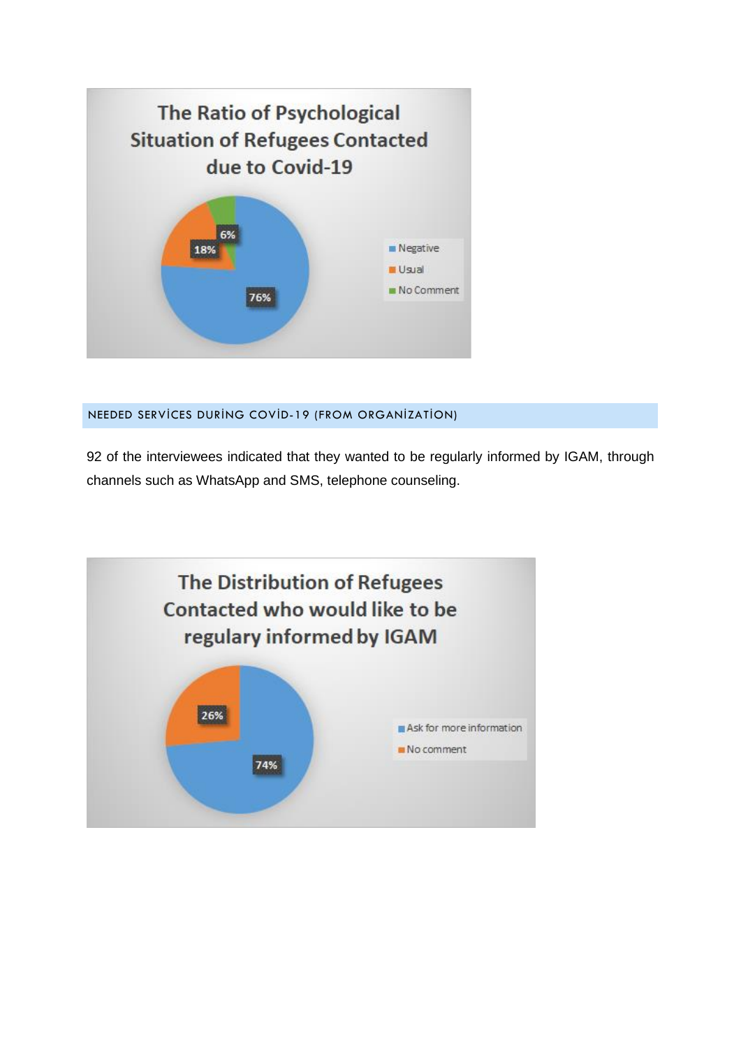The Ratio of Psychological Situation of Refugees Contacted due to Covid-19

6%
18%
76%

Negative
Usual
No Comment

## NEEDED SERVİCES DURİNG COVİD-19 (FROM ORGANİZATİON)

92 of the interviewees indicated that they wanted to be regularly informed by IGAM, through channels such as WhatsApp and SMS, telephone counseling.

The Distribution of Refugees Contacted who would like to be regulary informed by IGAM

26%
74%

Ask for more information
No comment